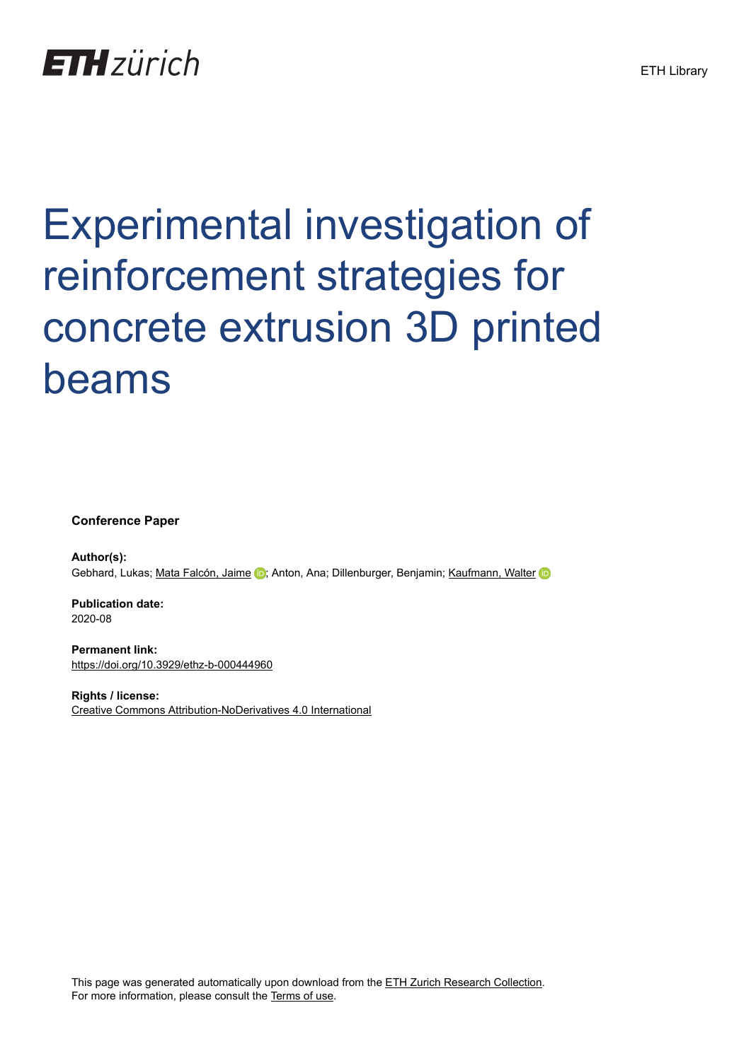ETH zürich

ETH Library

# Experimental investigation of reinforcement strategies for concrete extrusion 3D printed beams

**Conference Paper**

**Author(s):**
Gebhard, Lukas; Mata Falcón, Jaime; Anton, Ana; Dillenburger, Benjamin; Kaufmann, Walter

**Publication date:**
2020-08

**Permanent link:**
https://doi.org/10.3929/ethz-b-000444960

**Rights / license:**
Creative Commons Attribution-NoDerivatives 4.0 International

This page was generated automatically upon download from the ETH Zurich Research Collection.
For more information, please consult the Terms of use.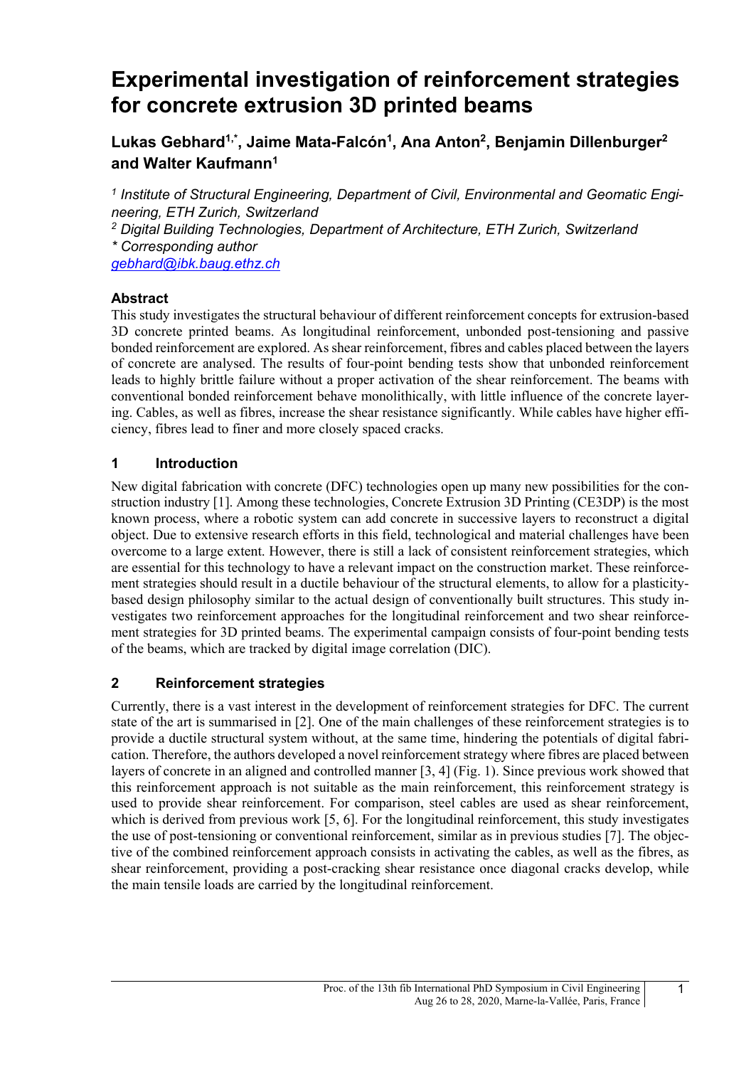# Experimental investigation of reinforcement strategies for concrete extrusion 3D printed beams

**Lukas Gebhard[1,*], Jaime Mata-Falcón[1], Ana Anton[2], Benjamin Dillenburger[2] and Walter Kaufmann[1]**

*[1] Institute of Structural Engineering, Department of Civil, Environmental and Geomatic Engineering, ETH Zurich, Switzerland*
*[2] Digital Building Technologies, Department of Architecture, ETH Zurich, Switzerland*
*\* Corresponding author*
gebhard@ibk.baug.ethz.ch

### Abstract

This study investigates the structural behaviour of different reinforcement concepts for extrusion-based 3D concrete printed beams. As longitudinal reinforcement, unbonded post-tensioning and passive bonded reinforcement are explored. As shear reinforcement, fibres and cables placed between the layers of concrete are analysed. The results of four-point bending tests show that unbonded reinforcement leads to highly brittle failure without a proper activation of the shear reinforcement. The beams with conventional bonded reinforcement behave monolithically, with little influence of the concrete layering. Cables, as well as fibres, increase the shear resistance significantly. While cables have higher efficiency, fibres lead to finer and more closely spaced cracks.

## 1 Introduction

New digital fabrication with concrete (DFC) technologies open up many new possibilities for the construction industry [1]. Among these technologies, Concrete Extrusion 3D Printing (CE3DP) is the most known process, where a robotic system can add concrete in successive layers to reconstruct a digital object. Due to extensive research efforts in this field, technological and material challenges have been overcome to a large extent. However, there is still a lack of consistent reinforcement strategies, which are essential for this technology to have a relevant impact on the construction market. These reinforcement strategies should result in a ductile behaviour of the structural elements, to allow for a plasticity-based design philosophy similar to the actual design of conventionally built structures. This study investigates two reinforcement approaches for the longitudinal reinforcement and two shear reinforcement strategies for 3D printed beams. The experimental campaign consists of four-point bending tests of the beams, which are tracked by digital image correlation (DIC).

## 2 Reinforcement strategies

Currently, there is a vast interest in the development of reinforcement strategies for DFC. The current state of the art is summarised in [2]. One of the main challenges of these reinforcement strategies is to provide a ductile structural system without, at the same time, hindering the potentials of digital fabrication. Therefore, the authors developed a novel reinforcement strategy where fibres are placed between layers of concrete in an aligned and controlled manner [3, 4] (Fig. 1). Since previous work showed that this reinforcement approach is not suitable as the main reinforcement, this reinforcement strategy is used to provide shear reinforcement. For comparison, steel cables are used as shear reinforcement, which is derived from previous work [5, 6]. For the longitudinal reinforcement, this study investigates the use of post-tensioning or conventional reinforcement, similar as in previous studies [7]. The objective of the combined reinforcement approach consists in activating the cables, as well as the fibres, as shear reinforcement, providing a post-cracking shear resistance once diagonal cracks develop, while the main tensile loads are carried by the longitudinal reinforcement.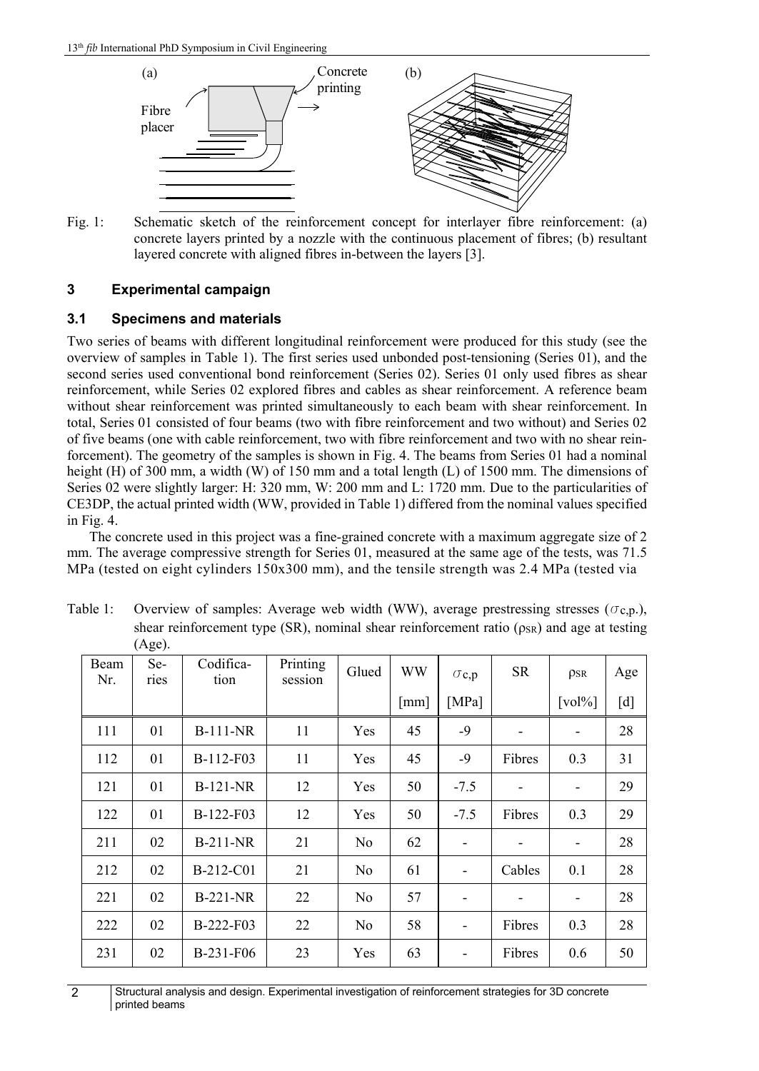Fig. 1: Schematic sketch of the reinforcement concept for interlayer fibre reinforcement: (a) concrete layers printed by a nozzle with the continuous placement of fibres; (b) resultant layered concrete with aligned fibres in-between the layers [3].

## 3 Experimental campaign

### 3.1 Specimens and materials

Two series of beams with different longitudinal reinforcement were produced for this study (see the overview of samples in Table 1). The first series used unbonded post-tensioning (Series 01), and the second series used conventional bond reinforcement (Series 02). Series 01 only used fibres as shear reinforcement, while Series 02 explored fibres and cables as shear reinforcement. A reference beam without shear reinforcement was printed simultaneously to each beam with shear reinforcement. In total, Series 01 consisted of four beams (two with fibre reinforcement and two without) and Series 02 of five beams (one with cable reinforcement, two with fibre reinforcement and two with no shear reinforcement). The geometry of the samples is shown in Fig. 4. The beams from Series 01 had a nominal height (H) of 300 mm, a width (W) of 150 mm and a total length (L) of 1500 mm. The dimensions of Series 02 were slightly larger: H: 320 mm, W: 200 mm and L: 1720 mm. Due to the particularities of CE3DP, the actual printed width (WW, provided in Table 1) differed from the nominal values specified in Fig. 4.

The concrete used in this project was a fine-grained concrete with a maximum aggregate size of 2 mm. The average compressive strength for Series 01, measured at the same age of the tests, was 71.5 MPa (tested on eight cylinders 150x300 mm), and the tensile strength was 2.4 MPa (tested via

Table 1: Overview of samples: Average web width (WW), average prestressing stresses ($\sigma_{c,p.}$), shear reinforcement type (SR), nominal shear reinforcement ratio ($\rho_{SR}$) and age at testing (Age).

| Beam Nr. | Series | Codification | Printing session | Glued | WW [mm] | $\sigma_{c,p}$ [MPa] | SR | $\rho_{SR}$ [vol%] | Age [d] |
|---|---|---|---|---|---|---|---|---|---|
| 111 | 01 | B-111-NR | 11 | Yes | 45 | -9 | - | - | 28 |
| 112 | 01 | B-112-F03 | 11 | Yes | 45 | -9 | Fibres | 0.3 | 31 |
| 121 | 01 | B-121-NR | 12 | Yes | 50 | -7.5 | - | - | 29 |
| 122 | 01 | B-122-F03 | 12 | Yes | 50 | -7.5 | Fibres | 0.3 | 29 |
| 211 | 02 | B-211-NR | 21 | No | 62 | - | - | - | 28 |
| 212 | 02 | B-212-C01 | 21 | No | 61 | - | Cables | 0.1 | 28 |
| 221 | 02 | B-221-NR | 22 | No | 57 | - | - | - | 28 |
| 222 | 02 | B-222-F03 | 22 | No | 58 | - | Fibres | 0.3 | 28 |
| 231 | 02 | B-231-F06 | 23 | Yes | 63 | - | Fibres | 0.6 | 50 |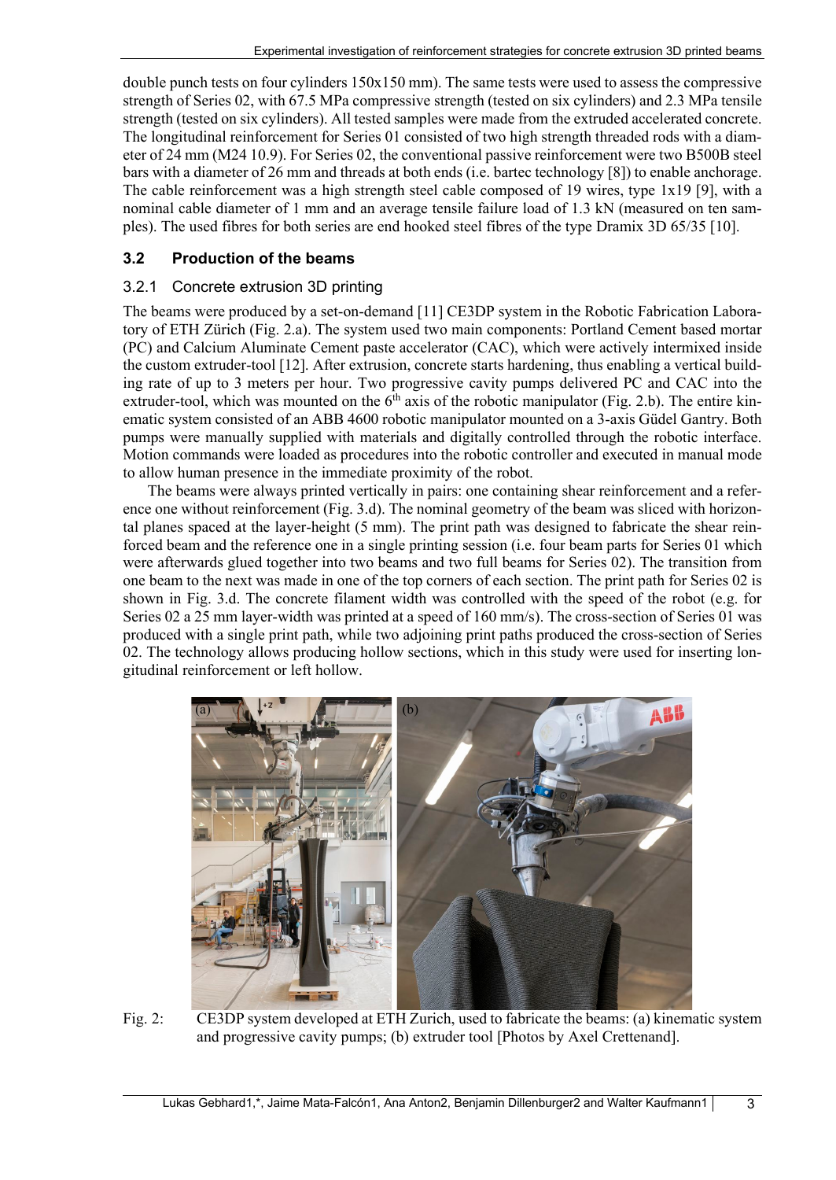double punch tests on four cylinders 150x150 mm). The same tests were used to assess the compressive strength of Series 02, with 67.5 MPa compressive strength (tested on six cylinders) and 2.3 MPa tensile strength (tested on six cylinders). All tested samples were made from the extruded accelerated concrete. The longitudinal reinforcement for Series 01 consisted of two high strength threaded rods with a diameter of 24 mm (M24 10.9). For Series 02, the conventional passive reinforcement were two B500B steel bars with a diameter of 26 mm and threads at both ends (i.e. bartec technology [8]) to enable anchorage. The cable reinforcement was a high strength steel cable composed of 19 wires, type 1x19 [9], with a nominal cable diameter of 1 mm and an average tensile failure load of 1.3 kN (measured on ten samples). The used fibres for both series are end hooked steel fibres of the type Dramix 3D 65/35 [10].

## 3.2 Production of the beams

### 3.2.1 Concrete extrusion 3D printing

The beams were produced by a set-on-demand [11] CE3DP system in the Robotic Fabrication Laboratory of ETH Zürich (Fig. 2.a). The system used two main components: Portland Cement based mortar (PC) and Calcium Aluminate Cement paste accelerator (CAC), which were actively intermixed inside the custom extruder-tool [12]. After extrusion, concrete starts hardening, thus enabling a vertical building rate of up to 3 meters per hour. Two progressive cavity pumps delivered PC and CAC into the extruder-tool, which was mounted on the 6th axis of the robotic manipulator (Fig. 2.b). The entire kinematic system consisted of an ABB 4600 robotic manipulator mounted on a 3-axis Güdel Gantry. Both pumps were manually supplied with materials and digitally controlled through the robotic interface. Motion commands were loaded as procedures into the robotic controller and executed in manual mode to allow human presence in the immediate proximity of the robot.

The beams were always printed vertically in pairs: one containing shear reinforcement and a reference one without reinforcement (Fig. 3.d). The nominal geometry of the beam was sliced with horizontal planes spaced at the layer-height (5 mm). The print path was designed to fabricate the shear reinforced beam and the reference one in a single printing session (i.e. four beam parts for Series 01 which were afterwards glued together into two beams and two full beams for Series 02). The transition from one beam to the next was made in one of the top corners of each section. The print path for Series 02 is shown in Fig. 3.d. The concrete filament width was controlled with the speed of the robot (e.g. for Series 02 a 25 mm layer-width was printed at a speed of 160 mm/s). The cross-section of Series 01 was produced with a single print path, while two adjoining print paths produced the cross-section of Series 02. The technology allows producing hollow sections, which in this study were used for inserting longitudinal reinforcement or left hollow.

Fig. 2: CE3DP system developed at ETH Zurich, used to fabricate the beams: (a) kinematic system and progressive cavity pumps; (b) extruder tool [Photos by Axel Crettenand].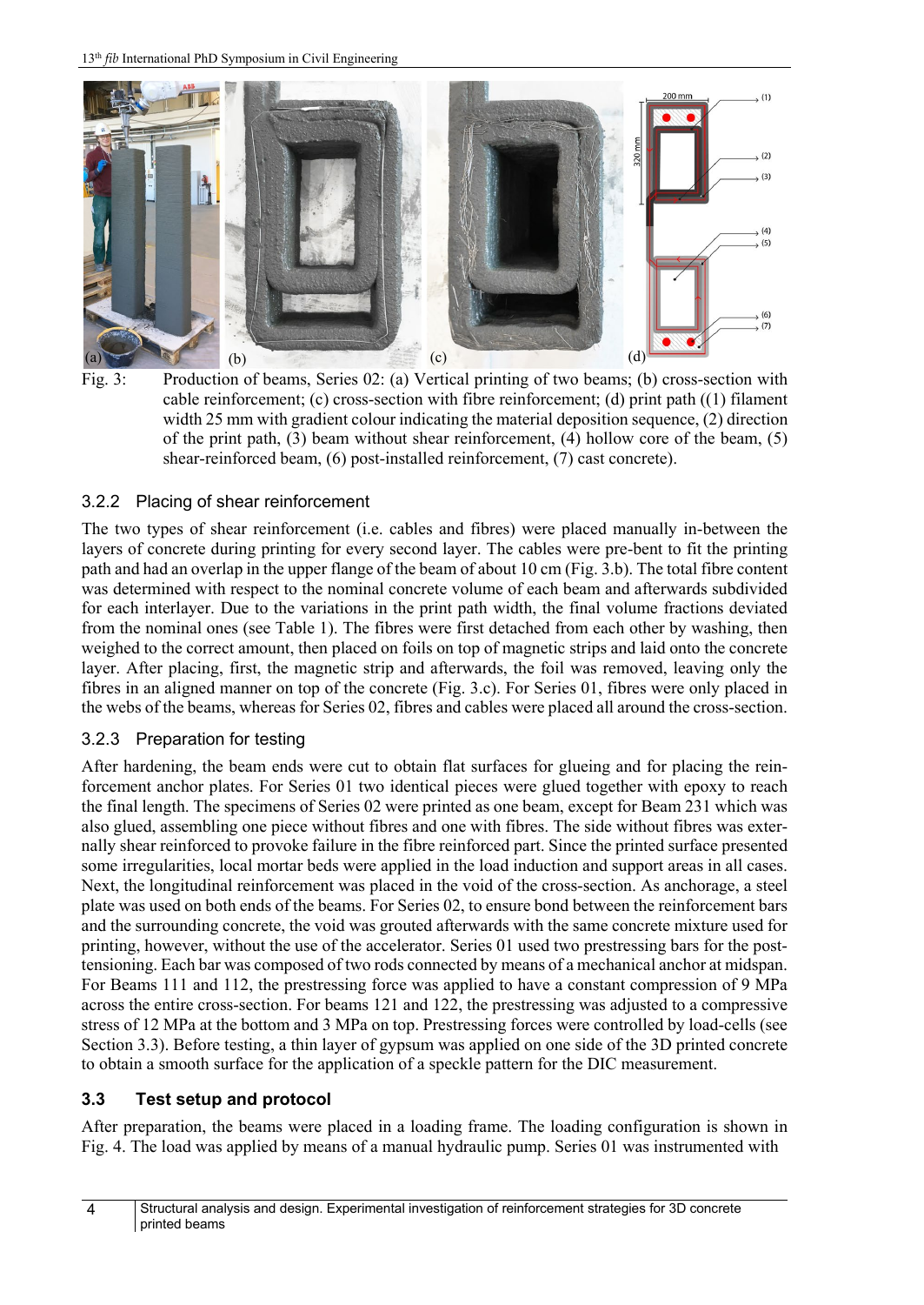Fig. 3: Production of beams, Series 02: (a) Vertical printing of two beams; (b) cross-section with cable reinforcement; (c) cross-section with fibre reinforcement; (d) print path ((1) filament width 25 mm with gradient colour indicating the material deposition sequence, (2) direction of the print path, (3) beam without shear reinforcement, (4) hollow core of the beam, (5) shear-reinforced beam, (6) post-installed reinforcement, (7) cast concrete).

### 3.2.2 Placing of shear reinforcement

The two types of shear reinforcement (i.e. cables and fibres) were placed manually in-between the layers of concrete during printing for every second layer. The cables were pre-bent to fit the printing path and had an overlap in the upper flange of the beam of about 10 cm (Fig. 3.b). The total fibre content was determined with respect to the nominal concrete volume of each beam and afterwards subdivided for each interlayer. Due to the variations in the print path width, the final volume fractions deviated from the nominal ones (see Table 1). The fibres were first detached from each other by washing, then weighed to the correct amount, then placed on foils on top of magnetic strips and laid onto the concrete layer. After placing, first, the magnetic strip and afterwards, the foil was removed, leaving only the fibres in an aligned manner on top of the concrete (Fig. 3.c). For Series 01, fibres were only placed in the webs of the beams, whereas for Series 02, fibres and cables were placed all around the cross-section.

### 3.2.3 Preparation for testing

After hardening, the beam ends were cut to obtain flat surfaces for glueing and for placing the reinforcement anchor plates. For Series 01 two identical pieces were glued together with epoxy to reach the final length. The specimens of Series 02 were printed as one beam, except for Beam 231 which was also glued, assembling one piece without fibres and one with fibres. The side without fibres was externally shear reinforced to provoke failure in the fibre reinforced part. Since the printed surface presented some irregularities, local mortar beds were applied in the load induction and support areas in all cases. Next, the longitudinal reinforcement was placed in the void of the cross-section. As anchorage, a steel plate was used on both ends of the beams. For Series 02, to ensure bond between the reinforcement bars and the surrounding concrete, the void was grouted afterwards with the same concrete mixture used for printing, however, without the use of the accelerator. Series 01 used two prestressing bars for the post-tensioning. Each bar was composed of two rods connected by means of a mechanical anchor at midspan. For Beams 111 and 112, the prestressing force was applied to have a constant compression of 9 MPa across the entire cross-section. For beams 121 and 122, the prestressing was adjusted to a compressive stress of 12 MPa at the bottom and 3 MPa on top. Prestressing forces were controlled by load-cells (see Section 3.3). Before testing, a thin layer of gypsum was applied on one side of the 3D printed concrete to obtain a smooth surface for the application of a speckle pattern for the DIC measurement.

## 3.3 Test setup and protocol

After preparation, the beams were placed in a loading frame. The loading configuration is shown in Fig. 4. The load was applied by means of a manual hydraulic pump. Series 01 was instrumented with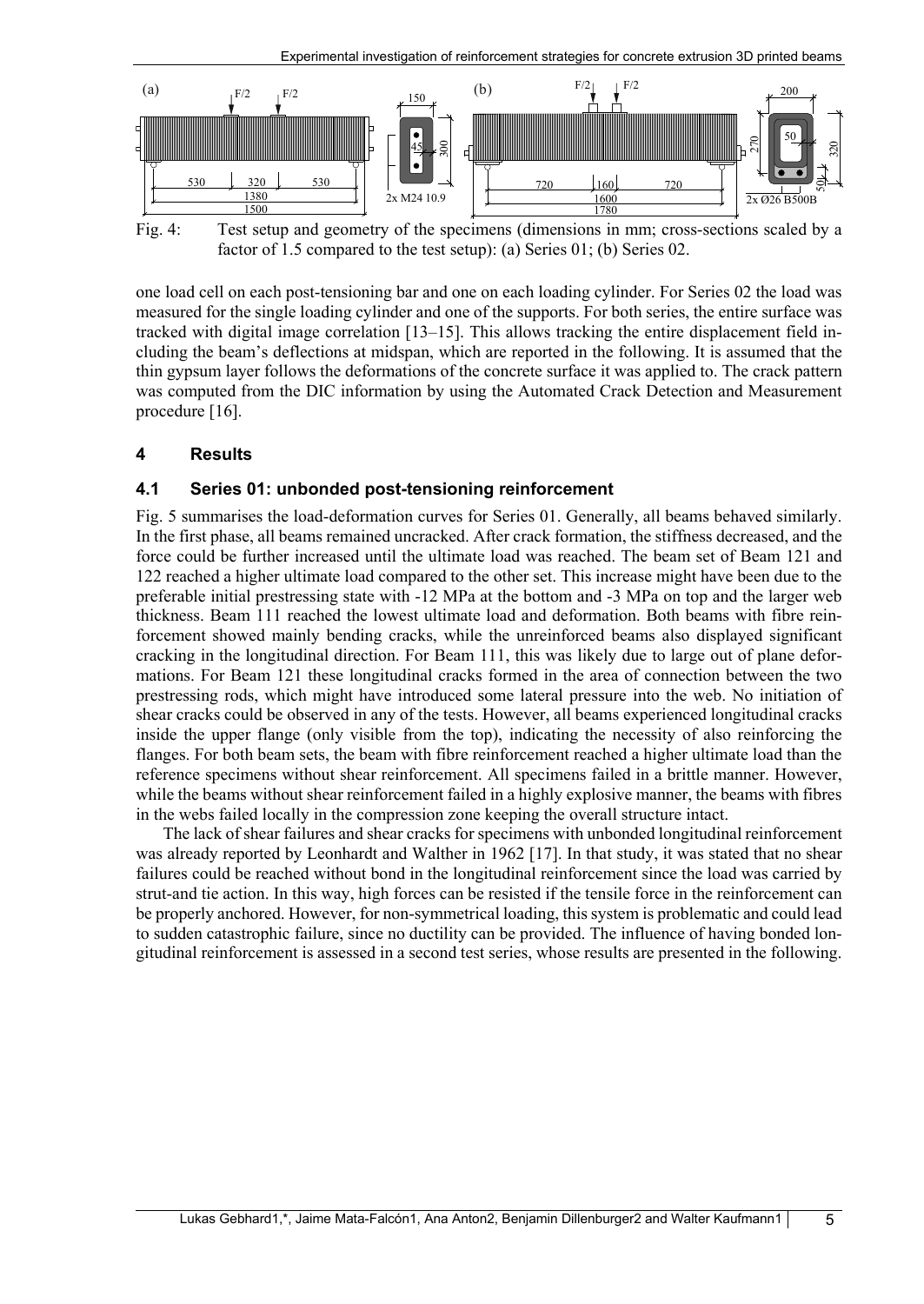Fig. 4: Test setup and geometry of the specimens (dimensions in mm; cross-sections scaled by a factor of 1.5 compared to the test setup): (a) Series 01; (b) Series 02.

one load cell on each post-tensioning bar and one on each loading cylinder. For Series 02 the load was measured for the single loading cylinder and one of the supports. For both series, the entire surface was tracked with digital image correlation [13–15]. This allows tracking the entire displacement field including the beam's deflections at midspan, which are reported in the following. It is assumed that the thin gypsum layer follows the deformations of the concrete surface it was applied to. The crack pattern was computed from the DIC information by using the Automated Crack Detection and Measurement procedure [16].

## 4 Results

### 4.1 Series 01: unbonded post-tensioning reinforcement

Fig. 5 summarises the load-deformation curves for Series 01. Generally, all beams behaved similarly. In the first phase, all beams remained uncracked. After crack formation, the stiffness decreased, and the force could be further increased until the ultimate load was reached. The beam set of Beam 121 and 122 reached a higher ultimate load compared to the other set. This increase might have been due to the preferable initial prestressing state with -12 MPa at the bottom and -3 MPa on top and the larger web thickness. Beam 111 reached the lowest ultimate load and deformation. Both beams with fibre reinforcement showed mainly bending cracks, while the unreinforced beams also displayed significant cracking in the longitudinal direction. For Beam 111, this was likely due to large out of plane deformations. For Beam 121 these longitudinal cracks formed in the area of connection between the two prestressing rods, which might have introduced some lateral pressure into the web. No initiation of shear cracks could be observed in any of the tests. However, all beams experienced longitudinal cracks inside the upper flange (only visible from the top), indicating the necessity of also reinforcing the flanges. For both beam sets, the beam with fibre reinforcement reached a higher ultimate load than the reference specimens without shear reinforcement. All specimens failed in a brittle manner. However, while the beams without shear reinforcement failed in a highly explosive manner, the beams with fibres in the webs failed locally in the compression zone keeping the overall structure intact.

The lack of shear failures and shear cracks for specimens with unbonded longitudinal reinforcement was already reported by Leonhardt and Walther in 1962 [17]. In that study, it was stated that no shear failures could be reached without bond in the longitudinal reinforcement since the load was carried by strut-and tie action. In this way, high forces can be resisted if the tensile force in the reinforcement can be properly anchored. However, for non-symmetrical loading, this system is problematic and could lead to sudden catastrophic failure, since no ductility can be provided. The influence of having bonded longitudinal reinforcement is assessed in a second test series, whose results are presented in the following.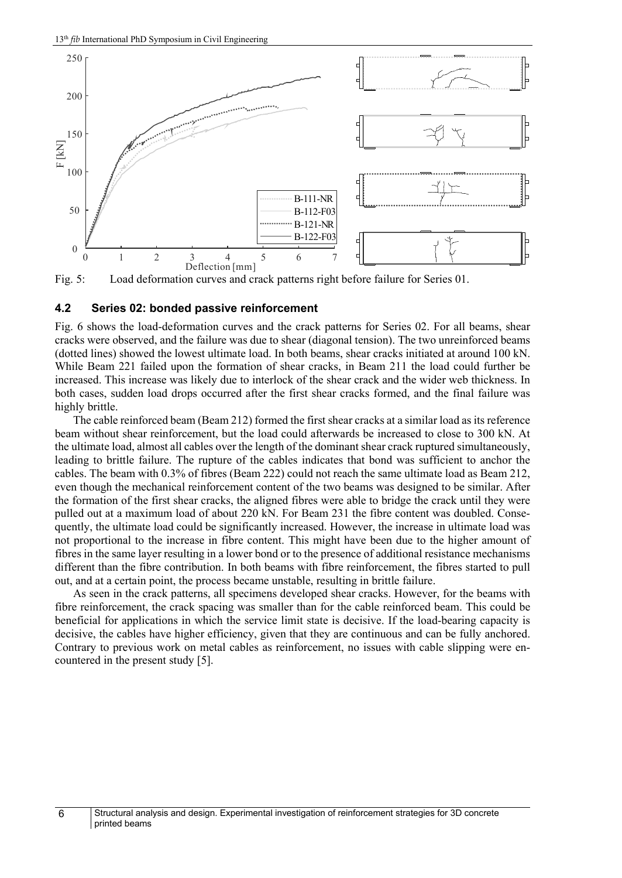Fig. 5: Load deformation curves and crack patterns right before failure for Series 01.

### 4.2 Series 02: bonded passive reinforcement

Fig. 6 shows the load-deformation curves and the crack patterns for Series 02. For all beams, shear cracks were observed, and the failure was due to shear (diagonal tension). The two unreinforced beams (dotted lines) showed the lowest ultimate load. In both beams, shear cracks initiated at around 100 kN. While Beam 221 failed upon the formation of shear cracks, in Beam 211 the load could further be increased. This increase was likely due to interlock of the shear crack and the wider web thickness. In both cases, sudden load drops occurred after the first shear cracks formed, and the final failure was highly brittle.

The cable reinforced beam (Beam 212) formed the first shear cracks at a similar load as its reference beam without shear reinforcement, but the load could afterwards be increased to close to 300 kN. At the ultimate load, almost all cables over the length of the dominant shear crack ruptured simultaneously, leading to brittle failure. The rupture of the cables indicates that bond was sufficient to anchor the cables. The beam with 0.3% of fibres (Beam 222) could not reach the same ultimate load as Beam 212, even though the mechanical reinforcement content of the two beams was designed to be similar. After the formation of the first shear cracks, the aligned fibres were able to bridge the crack until they were pulled out at a maximum load of about 220 kN. For Beam 231 the fibre content was doubled. Consequently, the ultimate load could be significantly increased. However, the increase in ultimate load was not proportional to the increase in fibre content. This might have been due to the higher amount of fibres in the same layer resulting in a lower bond or to the presence of additional resistance mechanisms different than the fibre contribution. In both beams with fibre reinforcement, the fibres started to pull out, and at a certain point, the process became unstable, resulting in brittle failure.

As seen in the crack patterns, all specimens developed shear cracks. However, for the beams with fibre reinforcement, the crack spacing was smaller than for the cable reinforced beam. This could be beneficial for applications in which the service limit state is decisive. If the load-bearing capacity is decisive, the cables have higher efficiency, given that they are continuous and can be fully anchored. Contrary to previous work on metal cables as reinforcement, no issues with cable slipping were encountered in the present study [5].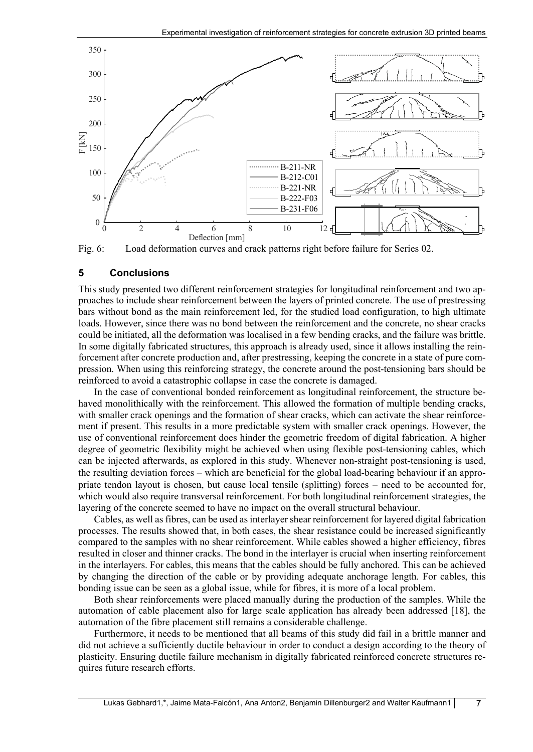Fig. 6: Load deformation curves and crack patterns right before failure for Series 02.

## 5 Conclusions

This study presented two different reinforcement strategies for longitudinal reinforcement and two approaches to include shear reinforcement between the layers of printed concrete. The use of prestressing bars without bond as the main reinforcement led, for the studied load configuration, to high ultimate loads. However, since there was no bond between the reinforcement and the concrete, no shear cracks could be initiated, all the deformation was localised in a few bending cracks, and the failure was brittle. In some digitally fabricated structures, this approach is already used, since it allows installing the reinforcement after concrete production and, after prestressing, keeping the concrete in a state of pure compression. When using this reinforcing strategy, the concrete around the post-tensioning bars should be reinforced to avoid a catastrophic collapse in case the concrete is damaged.

In the case of conventional bonded reinforcement as longitudinal reinforcement, the structure behaved monolithically with the reinforcement. This allowed the formation of multiple bending cracks, with smaller crack openings and the formation of shear cracks, which can activate the shear reinforcement if present. This results in a more predictable system with smaller crack openings. However, the use of conventional reinforcement does hinder the geometric freedom of digital fabrication. A higher degree of geometric flexibility might be achieved when using flexible post-tensioning cables, which can be injected afterwards, as explored in this study. Whenever non-straight post-tensioning is used, the resulting deviation forces – which are beneficial for the global load-bearing behaviour if an appropriate tendon layout is chosen, but cause local tensile (splitting) forces – need to be accounted for, which would also require transversal reinforcement. For both longitudinal reinforcement strategies, the layering of the concrete seemed to have no impact on the overall structural behaviour.

Cables, as well as fibres, can be used as interlayer shear reinforcement for layered digital fabrication processes. The results showed that, in both cases, the shear resistance could be increased significantly compared to the samples with no shear reinforcement. While cables showed a higher efficiency, fibres resulted in closer and thinner cracks. The bond in the interlayer is crucial when inserting reinforcement in the interlayers. For cables, this means that the cables should be fully anchored. This can be achieved by changing the direction of the cable or by providing adequate anchorage length. For cables, this bonding issue can be seen as a global issue, while for fibres, it is more of a local problem.

Both shear reinforcements were placed manually during the production of the samples. While the automation of cable placement also for large scale application has already been addressed [18], the automation of the fibre placement still remains a considerable challenge.

Furthermore, it needs to be mentioned that all beams of this study did fail in a brittle manner and did not achieve a sufficiently ductile behaviour in order to conduct a design according to the theory of plasticity. Ensuring ductile failure mechanism in digitally fabricated reinforced concrete structures requires future research efforts.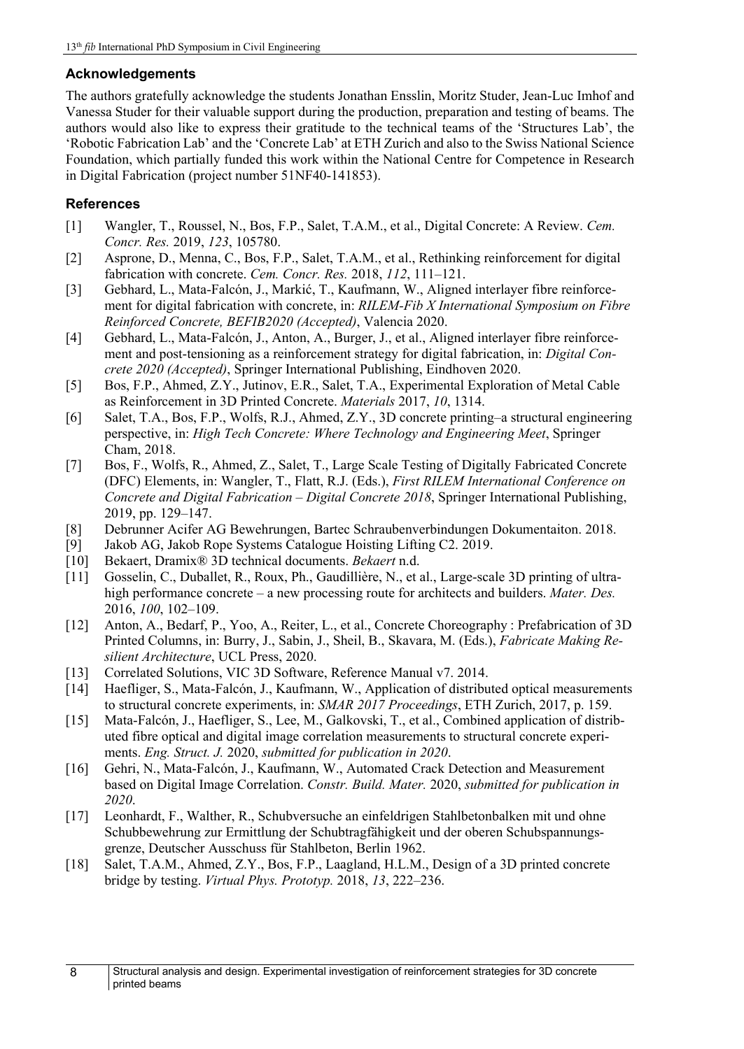## Acknowledgements

The authors gratefully acknowledge the students Jonathan Ensslin, Moritz Studer, Jean-Luc Imhof and Vanessa Studer for their valuable support during the production, preparation and testing of beams. The authors would also like to express their gratitude to the technical teams of the 'Structures Lab', the 'Robotic Fabrication Lab' and the 'Concrete Lab' at ETH Zurich and also to the Swiss National Science Foundation, which partially funded this work within the National Centre for Competence in Research in Digital Fabrication (project number 51NF40-141853).

## References

[1] Wangler, T., Roussel, N., Bos, F.P., Salet, T.A.M., et al., Digital Concrete: A Review. *Cem. Concr. Res.* 2019, *123*, 105780.

[2] Asprone, D., Menna, C., Bos, F.P., Salet, T.A.M., et al., Rethinking reinforcement for digital fabrication with concrete. *Cem. Concr. Res.* 2018, *112*, 111–121.

[3] Gebhard, L., Mata-Falcón, J., Markić, T., Kaufmann, W., Aligned interlayer fibre reinforcement for digital fabrication with concrete, in: *RILEM-Fib X International Symposium on Fibre Reinforced Concrete, BEFIB2020 (Accepted)*, Valencia 2020.

[4] Gebhard, L., Mata-Falcón, J., Anton, A., Burger, J., et al., Aligned interlayer fibre reinforcement and post-tensioning as a reinforcement strategy for digital fabrication, in: *Digital Concrete 2020 (Accepted)*, Springer International Publishing, Eindhoven 2020.

[5] Bos, F.P., Ahmed, Z.Y., Jutinov, E.R., Salet, T.A., Experimental Exploration of Metal Cable as Reinforcement in 3D Printed Concrete. *Materials* 2017, *10*, 1314.

[6] Salet, T.A., Bos, F.P., Wolfs, R.J., Ahmed, Z.Y., 3D concrete printing–a structural engineering perspective, in: *High Tech Concrete: Where Technology and Engineering Meet*, Springer Cham, 2018.

[7] Bos, F., Wolfs, R., Ahmed, Z., Salet, T., Large Scale Testing of Digitally Fabricated Concrete (DFC) Elements, in: Wangler, T., Flatt, R.J. (Eds.), *First RILEM International Conference on Concrete and Digital Fabrication – Digital Concrete 2018*, Springer International Publishing, 2019, pp. 129–147.

[8] Debrunner Acifer AG Bewehrungen, Bartec Schraubenverbindungen Dokumentaiton. 2018.

[9] Jakob AG, Jakob Rope Systems Catalogue Hoisting Lifting C2. 2019.

[10] Bekaert, Dramix® 3D technical documents. *Bekaert* n.d.

[11] Gosselin, C., Duballet, R., Roux, Ph., Gaudillière, N., et al., Large-scale 3D printing of ultra-high performance concrete – a new processing route for architects and builders. *Mater. Des.* 2016, *100*, 102–109.

[12] Anton, A., Bedarf, P., Yoo, A., Reiter, L., et al., Concrete Choreography : Prefabrication of 3D Printed Columns, in: Burry, J., Sabin, J., Sheil, B., Skavara, M. (Eds.), *Fabricate Making Resilient Architecture*, UCL Press, 2020.

[13] Correlated Solutions, VIC 3D Software, Reference Manual v7. 2014.

[14] Haefliger, S., Mata-Falcón, J., Kaufmann, W., Application of distributed optical measurements to structural concrete experiments, in: *SMAR 2017 Proceedings*, ETH Zurich, 2017, p. 159.

[15] Mata-Falcón, J., Haefliger, S., Lee, M., Galkovski, T., et al., Combined application of distributed fibre optical and digital image correlation measurements to structural concrete experiments. *Eng. Struct. J.* 2020, *submitted for publication in 2020*.

[16] Gehri, N., Mata-Falcón, J., Kaufmann, W., Automated Crack Detection and Measurement based on Digital Image Correlation. *Constr. Build. Mater.* 2020, *submitted for publication in 2020*.

[17] Leonhardt, F., Walther, R., Schubversuche an einfeldrigen Stahlbetonbalken mit und ohne Schubbewehrung zur Ermittlung der Schubtragfähigkeit und der oberen Schubspannungsgrenze, Deutscher Ausschuss für Stahlbeton, Berlin 1962.

[18] Salet, T.A.M., Ahmed, Z.Y., Bos, F.P., Laagland, H.L.M., Design of a 3D printed concrete bridge by testing. *Virtual Phys. Prototyp.* 2018, *13*, 222–236.